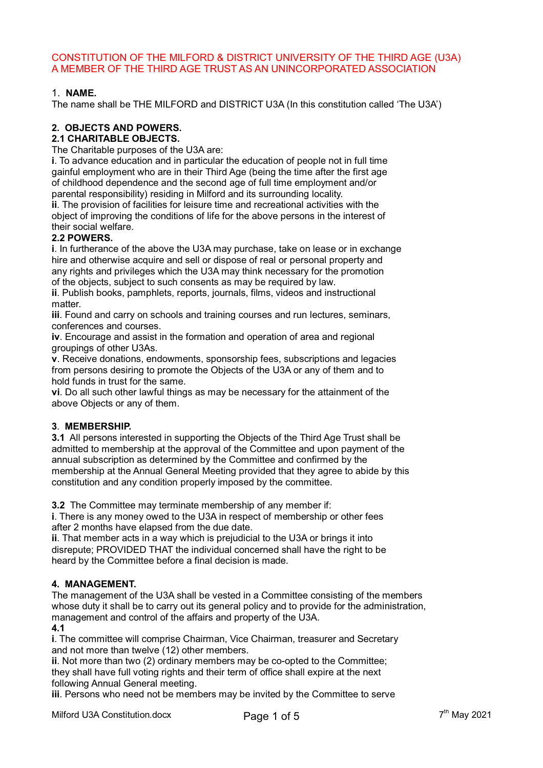# CONSTITUTION OF THE MILFORD & DISTRICT UNIVERSITY OF THE THIRD AGE (U3A) A MEMBER OF THE THIRD AGE TRUST AS AN UNINCORPORATED ASSOCIATION

## 1. NAME.

The name shall be THE MILFORD and DISTRICT U3A (In this constitution called 'The U3A')

## 2. OBJECTS AND POWERS.

### 2.1 CHARITABLE OBJECTS.

The Charitable purposes of the U3A are:

**i**. To advance education and in particular the education of people not in full time gainful employment who are in their Third Age (being the time after the first age of childhood dependence and the second age of full time employment and/or parental responsibility) residing in Milford and its surrounding locality.

**ii**. The provision of facilities for leisure time and recreational activities with the object of improving the conditions of life for the above persons in the interest of their social welfare.

### 2.2 POWERS.

**i**. In furtherance of the above the U3A may purchase, take on lease or in exchange hire and otherwise acquire and sell or dispose of real or personal property and any rights and privileges which the U3A may think necessary for the promotion of the objects, subject to such consents as may be required by law.

**ii**. Publish books, pamphlets, reports, journals, films, videos and instructional matter.

**iii**. Found and carry on schools and training courses and run lectures, seminars, conferences and courses.

**iv**. Encourage and assist in the formation and operation of area and regional groupings of other U3As.

**v**. Receive donations, endowments, sponsorship fees, subscriptions and legacies from persons desiring to promote the Objects of the U3A or any of them and to hold funds in trust for the same.

**vi**. Do all such other lawful things as may be necessary for the attainment of the above Objects or any of them.

## 3. MEMBERSHIP.

**3.1** All persons interested in supporting the Objects of the Third Age Trust shall be admitted to membership at the approval of the Committee and upon payment of the annual subscription as determined by the Committee and confirmed by the membership at the Annual General Meeting provided that they agree to abide by this constitution and any condition properly imposed by the committee.

**3.2** The Committee may terminate membership of any member if:

**i**. There is any money owed to the U3A in respect of membership or other fees after 2 months have elapsed from the due date.

**ii**. That member acts in a way which is prejudicial to the U3A or brings it into disrepute; PROVIDED THAT the individual concerned shall have the right to be heard by the Committee before a final decision is made.

## 4. MANAGEMENT.

The management of the U3A shall be vested in a Committee consisting of the members whose duty it shall be to carry out its general policy and to provide for the administration, management and control of the affairs and property of the U3A.

**4.1**

**i**. The committee will comprise Chairman, Vice Chairman, treasurer and Secretary and not more than twelve (12) other members.

**ii**. Not more than two (2) ordinary members may be co-opted to the Committee; they shall have full voting rights and their term of office shall expire at the next following Annual General meeting.

**iii**. Persons who need not be members may be invited by the Committee to serve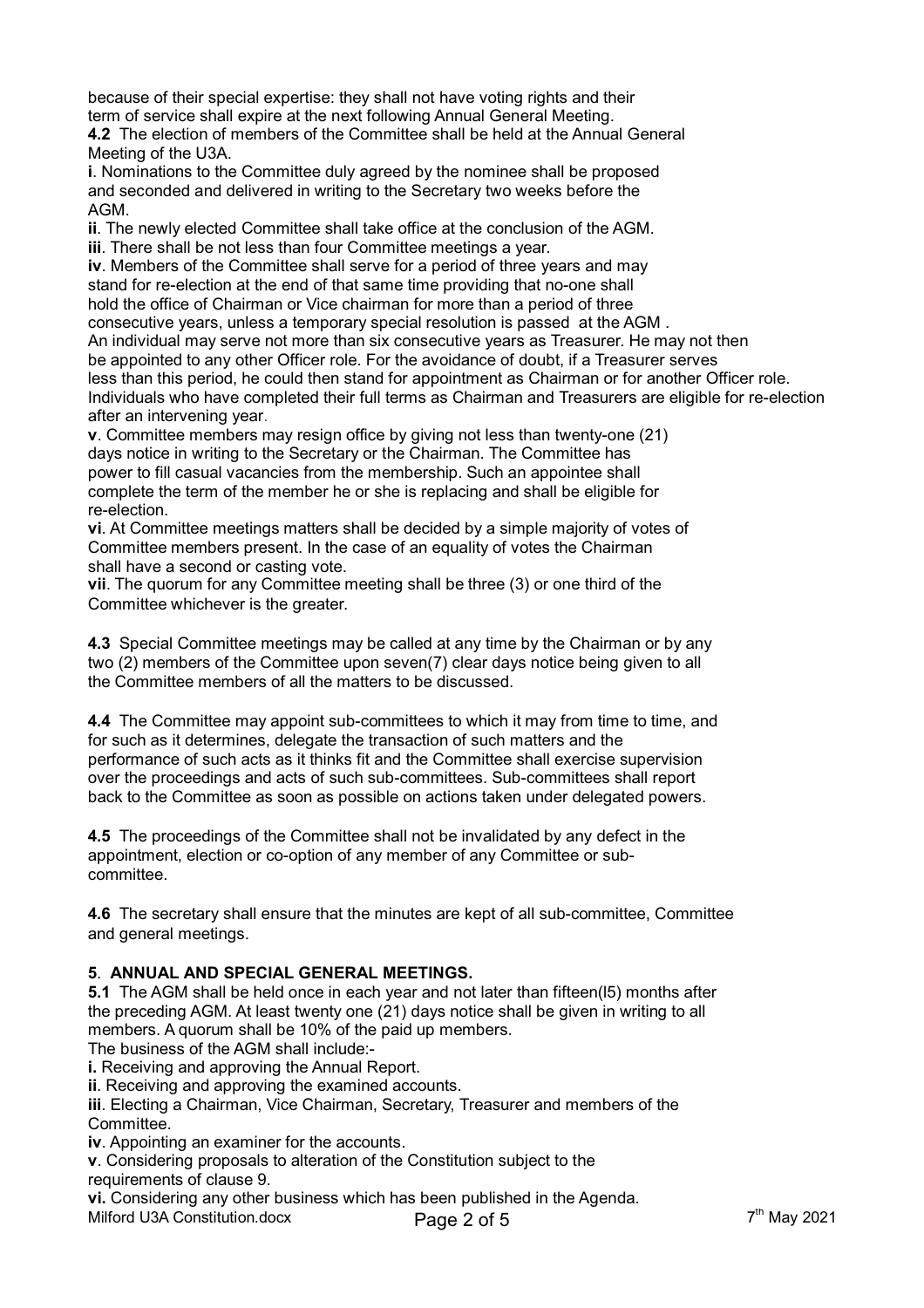because of their special expertise: they shall not have voting rights and their term of service shall expire at the next following Annual General Meeting.

**4.2** The election of members of the Committee shall be held at the Annual General Meeting of the U3A.

**i**. Nominations to the Committee duly agreed by the nominee shall be proposed and seconded and delivered in writing to the Secretary two weeks before the AGM.

**ii**. The newly elected Committee shall take office at the conclusion of the AGM.

**iii**. There shall be not less than four Committee meetings a year.

**iv**. Members of the Committee shall serve for a period of three years and may stand for re-election at the end of that same time providing that no-one shall hold the office of Chairman or Vice chairman for more than a period of three consecutive years, unless a temporary special resolution is passed at the AGM . An individual may serve not more than six consecutive years as Treasurer. He may not then be appointed to any other Officer role. For the avoidance of doubt, if a Treasurer serves less than this period, he could then stand for appointment as Chairman or for another Officer role. Individuals who have completed their full terms as Chairman and Treasurers are eligible for re-election after an intervening year.

**v**. Committee members may resign office by giving not less than twenty-one (21) days notice in writing to the Secretary or the Chairman. The Committee has power to fill casual vacancies from the membership. Such an appointee shall complete the term of the member he or she is replacing and shall be eligible for re-election.

**vi**. At Committee meetings matters shall be decided by a simple majority of votes of Committee members present. In the case of an equality of votes the Chairman shall have a second or casting vote.

**vii**. The quorum for any Committee meeting shall be three (3) or one third of the Committee whichever is the greater.

**4.3** Special Committee meetings may be called at any time by the Chairman or by any two (2) members of the Committee upon seven(7) clear days notice being given to all the Committee members of all the matters to be discussed.

**4.4** The Committee may appoint sub-committees to which it may from time to time, and for such as it determines, delegate the transaction of such matters and the performance of such acts as it thinks fit and the Committee shall exercise supervision over the proceedings and acts of such sub-committees. Sub-committees shall report back to the Committee as soon as possible on actions taken under delegated powers.

**4.5** The proceedings of the Committee shall not be invalidated by any defect in the appointment, election or co-option of any member of any Committee or sub-committee.

**4.6** The secretary shall ensure that the minutes are kept of all sub-committee, Committee and general meetings.

### 5. ANNUAL AND SPECIAL GENERAL MEETINGS.

**5.1** The AGM shall be held once in each year and not later than fifteen(l5) months after the preceding AGM. At least twenty one (21) days notice shall be given in writing to all members. A quorum shall be 10% of the paid up members.

The business of the AGM shall include:-

**i.** Receiving and approving the Annual Report.

**ii**. Receiving and approving the examined accounts.

**iii**. Electing a Chairman, Vice Chairman, Secretary, Treasurer and members of the Committee.

**iv**. Appointing an examiner for the accounts.

**v**. Considering proposals to alteration of the Constitution subject to the requirements of clause 9.

**vi.** Considering any other business which has been published in the Agenda.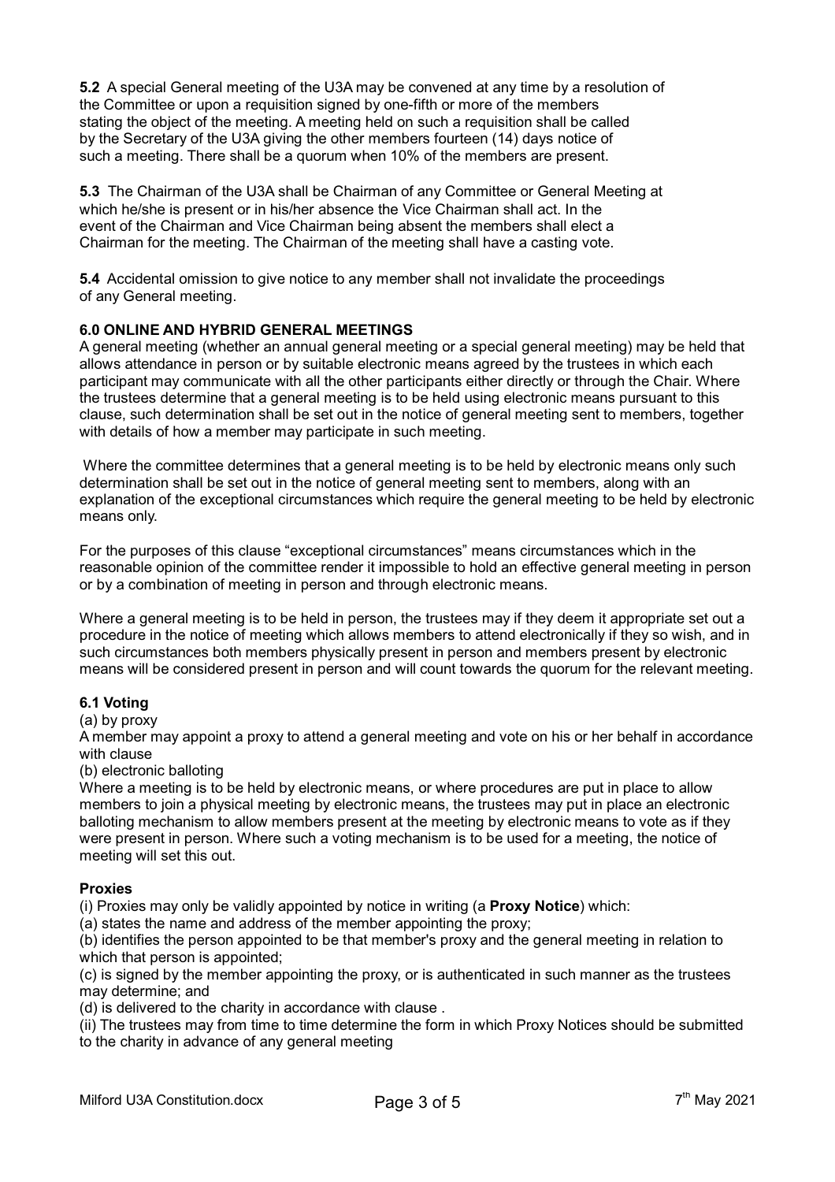**5.2** A special General meeting of the U3A may be convened at any time by a resolution of the Committee or upon a requisition signed by one-fifth or more of the members stating the object of the meeting. A meeting held on such a requisition shall be called by the Secretary of the U3A giving the other members fourteen (14) days notice of such a meeting. There shall be a quorum when 10% of the members are present.

**5.3** The Chairman of the U3A shall be Chairman of any Committee or General Meeting at which he/she is present or in his/her absence the Vice Chairman shall act. In the event of the Chairman and Vice Chairman being absent the members shall elect a Chairman for the meeting. The Chairman of the meeting shall have a casting vote.

**5.4** Accidental omission to give notice to any member shall not invalidate the proceedings of any General meeting.

**6.0 ONLINE AND HYBRID GENERAL MEETINGS**

A general meeting (whether an annual general meeting or a special general meeting) may be held that allows attendance in person or by suitable electronic means agreed by the trustees in which each participant may communicate with all the other participants either directly or through the Chair. Where the trustees determine that a general meeting is to be held using electronic means pursuant to this clause, such determination shall be set out in the notice of general meeting sent to members, together with details of how a member may participate in such meeting.

Where the committee determines that a general meeting is to be held by electronic means only such determination shall be set out in the notice of general meeting sent to members, along with an explanation of the exceptional circumstances which require the general meeting to be held by electronic means only.

For the purposes of this clause "exceptional circumstances" means circumstances which in the reasonable opinion of the committee render it impossible to hold an effective general meeting in person or by a combination of meeting in person and through electronic means.

Where a general meeting is to be held in person, the trustees may if they deem it appropriate set out a procedure in the notice of meeting which allows members to attend electronically if they so wish, and in such circumstances both members physically present in person and members present by electronic means will be considered present in person and will count towards the quorum for the relevant meeting.

**6.1 Voting**

(a) by proxy

A member may appoint a proxy to attend a general meeting and vote on his or her behalf in accordance with clause

(b) electronic balloting

Where a meeting is to be held by electronic means, or where procedures are put in place to allow members to join a physical meeting by electronic means, the trustees may put in place an electronic balloting mechanism to allow members present at the meeting by electronic means to vote as if they were present in person. Where such a voting mechanism is to be used for a meeting, the notice of meeting will set this out.

**Proxies**

(i) Proxies may only be validly appointed by notice in writing (a **Proxy Notice**) which:

(a) states the name and address of the member appointing the proxy;

(b) identifies the person appointed to be that member's proxy and the general meeting in relation to which that person is appointed;

(c) is signed by the member appointing the proxy, or is authenticated in such manner as the trustees may determine; and

(d) is delivered to the charity in accordance with clause .

(ii) The trustees may from time to time determine the form in which Proxy Notices should be submitted to the charity in advance of any general meeting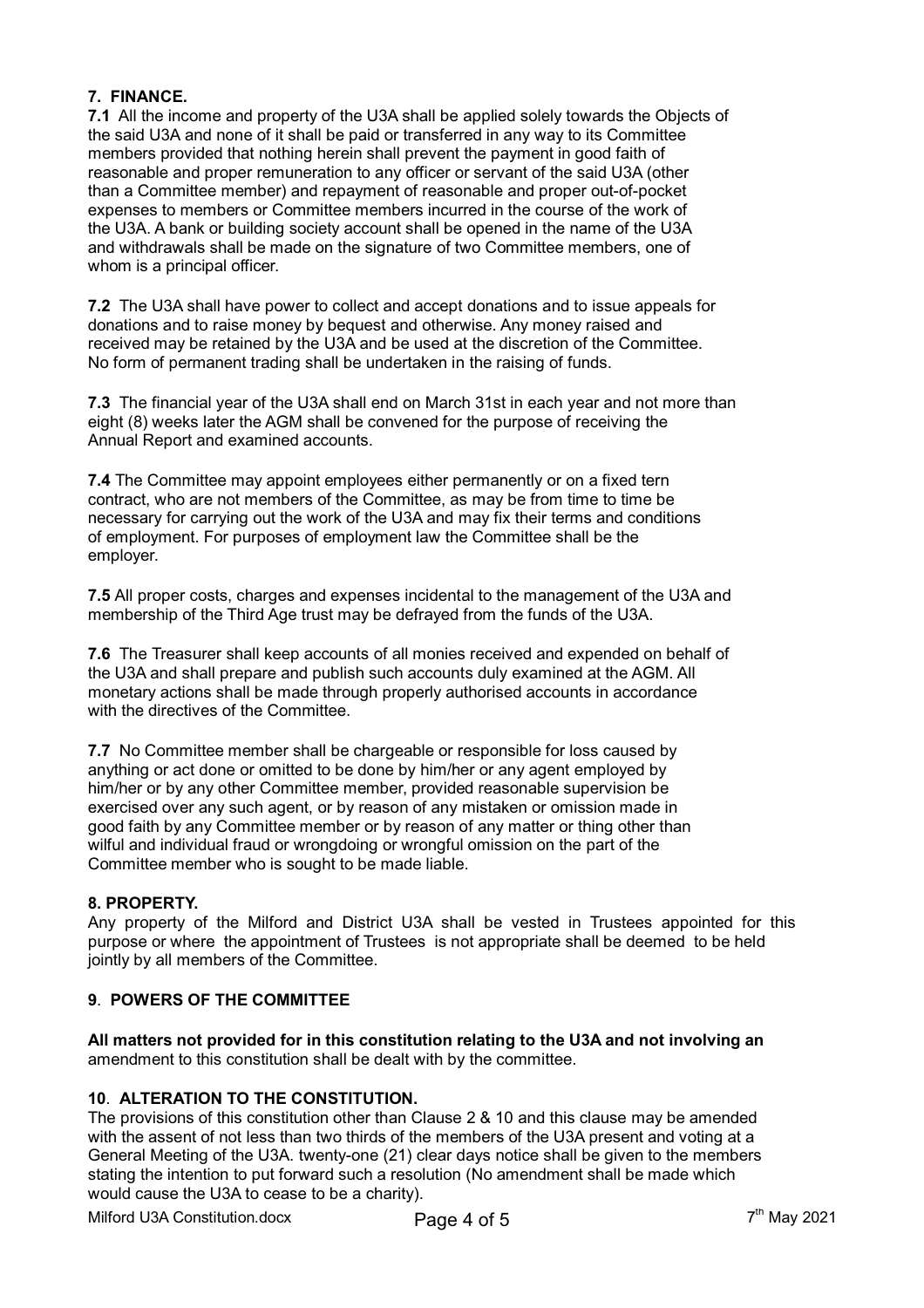## 7. FINANCE.

**7.1** All the income and property of the U3A shall be applied solely towards the Objects of the said U3A and none of it shall be paid or transferred in any way to its Committee members provided that nothing herein shall prevent the payment in good faith of reasonable and proper remuneration to any officer or servant of the said U3A (other than a Committee member) and repayment of reasonable and proper out-of-pocket expenses to members or Committee members incurred in the course of the work of the U3A. A bank or building society account shall be opened in the name of the U3A and withdrawals shall be made on the signature of two Committee members, one of whom is a principal officer.

**7.2** The U3A shall have power to collect and accept donations and to issue appeals for donations and to raise money by bequest and otherwise. Any money raised and received may be retained by the U3A and be used at the discretion of the Committee. No form of permanent trading shall be undertaken in the raising of funds.

**7.3** The financial year of the U3A shall end on March 31st in each year and not more than eight (8) weeks later the AGM shall be convened for the purpose of receiving the Annual Report and examined accounts.

**7.4** The Committee may appoint employees either permanently or on a fixed tern contract, who are not members of the Committee, as may be from time to time be necessary for carrying out the work of the U3A and may fix their terms and conditions of employment. For purposes of employment law the Committee shall be the employer.

**7.5** All proper costs, charges and expenses incidental to the management of the U3A and membership of the Third Age trust may be defrayed from the funds of the U3A.

**7.6** The Treasurer shall keep accounts of all monies received and expended on behalf of the U3A and shall prepare and publish such accounts duly examined at the AGM. All monetary actions shall be made through properly authorised accounts in accordance with the directives of the Committee.

**7.7** No Committee member shall be chargeable or responsible for loss caused by anything or act done or omitted to be done by him/her or any agent employed by him/her or by any other Committee member, provided reasonable supervision be exercised over any such agent, or by reason of any mistaken or omission made in good faith by any Committee member or by reason of any matter or thing other than wilful and individual fraud or wrongdoing or wrongful omission on the part of the Committee member who is sought to be made liable.

## 8. PROPERTY.

Any property of the Milford and District U3A shall be vested in Trustees appointed for this purpose or where the appointment of Trustees is not appropriate shall be deemed to be held jointly by all members of the Committee.

## 9. POWERS OF THE COMMITTEE

**All matters not provided for in this constitution relating to the U3A and not involving an** amendment to this constitution shall be dealt with by the committee.

## 10. ALTERATION TO THE CONSTITUTION.

The provisions of this constitution other than Clause 2 & 10 and this clause may be amended with the assent of not less than two thirds of the members of the U3A present and voting at a General Meeting of the U3A. twenty-one (21) clear days notice shall be given to the members stating the intention to put forward such a resolution (No amendment shall be made which would cause the U3A to cease to be a charity).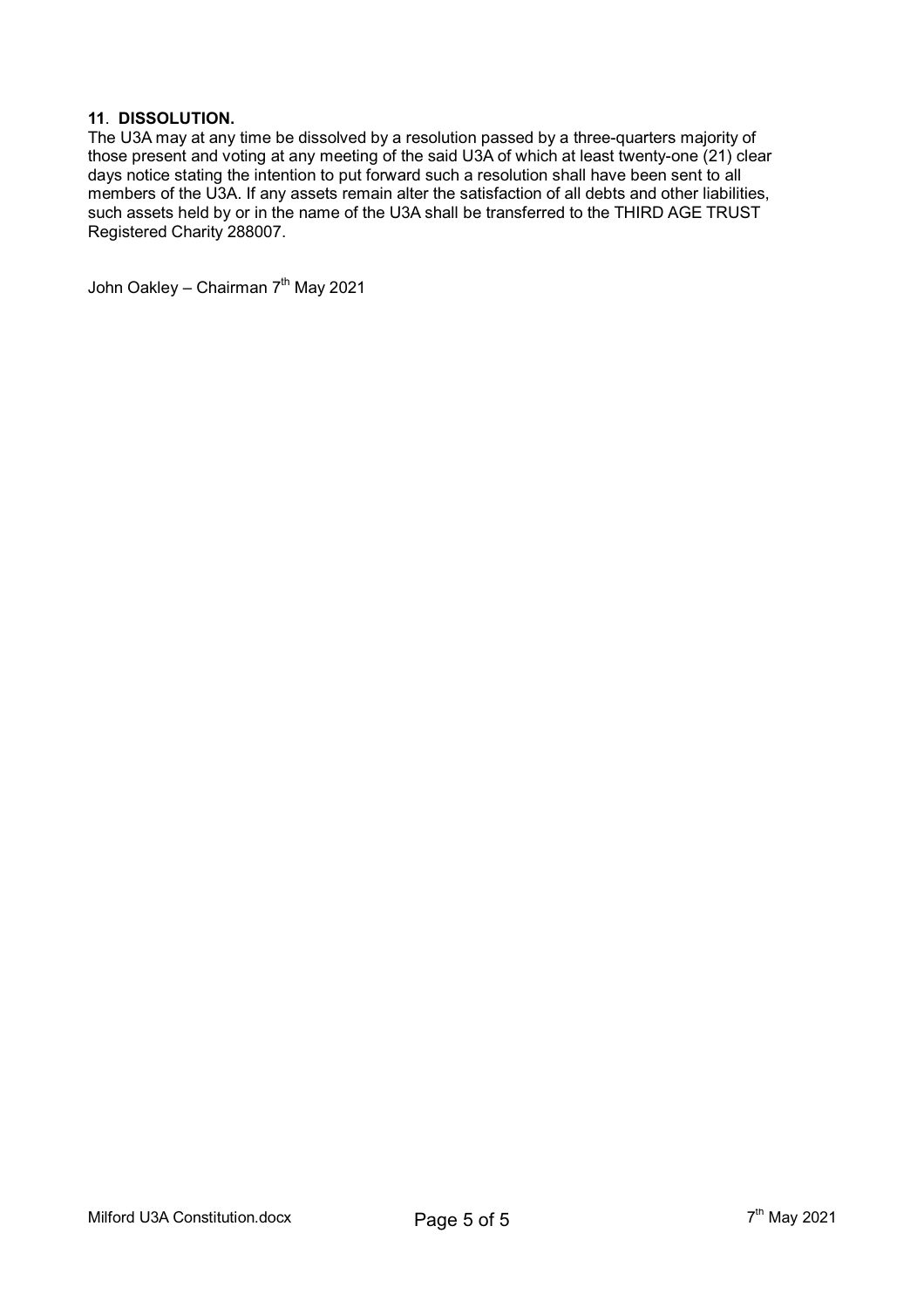**11**. **DISSOLUTION.**

The U3A may at any time be dissolved by a resolution passed by a three-quarters majority of those present and voting at any meeting of the said U3A of which at least twenty-one (21) clear days notice stating the intention to put forward such a resolution shall have been sent to all members of the U3A. If any assets remain alter the satisfaction of all debts and other liabilities, such assets held by or in the name of the U3A shall be transferred to the THIRD AGE TRUST Registered Charity 288007.

John Oakley – Chairman 7th May 2021